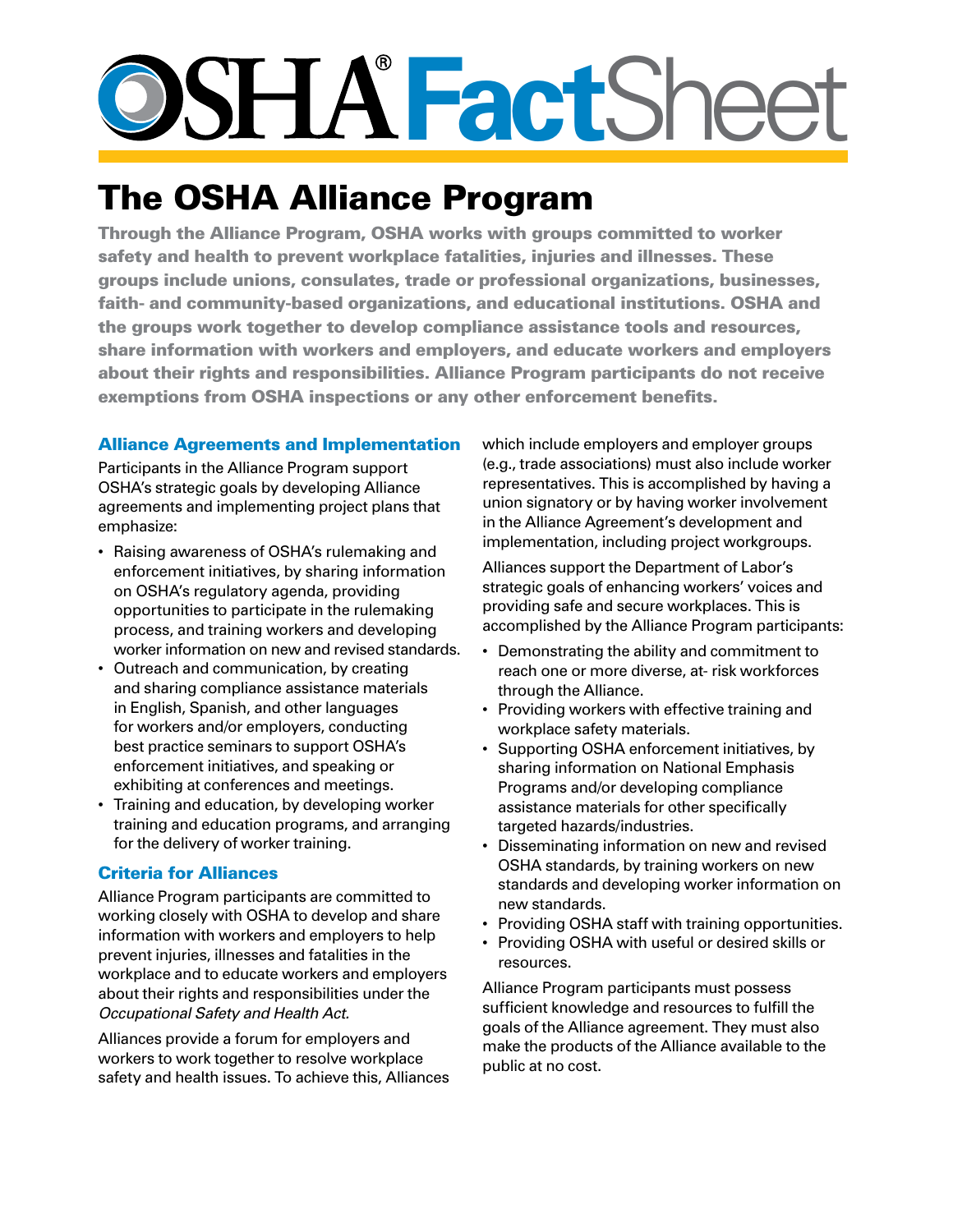# OSHA® FactSheet

## The OSHA Alliance Program

**Through the Alliance Program, OSHA works with groups committed to worker safety and health to prevent workplace fatalities, injuries and illnesses. These groups include unions, consulates, trade or professional organizations, businesses, faith- and community-based organizations, and educational institutions. OSHA and the groups work together to develop compliance assistance tools and resources, share information with workers and employers, and educate workers and employers about their rights and responsibilities. Alliance Program participants do not receive exemptions from OSHA inspections or any other enforcement benefits.**

### Alliance Agreements and Implementation

Participants in the Alliance Program support OSHA's strategic goals by developing Alliance agreements and implementing project plans that emphasize:

- Raising awareness of OSHA's rulemaking and enforcement initiatives, by sharing information on OSHA's regulatory agenda, providing opportunities to participate in the rulemaking process, and training workers and developing worker information on new and revised standards.
- Outreach and communication, by creating and sharing compliance assistance materials in English, Spanish, and other languages for workers and/or employers, conducting best practice seminars to support OSHA's enforcement initiatives, and speaking or exhibiting at conferences and meetings.
- Training and education, by developing worker training and education programs, and arranging for the delivery of worker training.

### Criteria for Alliances

Alliance Program participants are committed to working closely with OSHA to develop and share information with workers and employers to help prevent injuries, illnesses and fatalities in the workplace and to educate workers and employers about their rights and responsibilities under the *Occupational Safety and Health Act.*

Alliances provide a forum for employers and workers to work together to resolve workplace safety and health issues. To achieve this, Alliances which include employers and employer groups (e.g., trade associations) must also include worker representatives. This is accomplished by having a union signatory or by having worker involvement in the Alliance Agreement's development and implementation, including project workgroups.

Alliances support the Department of Labor's strategic goals of enhancing workers' voices and providing safe and secure workplaces. This is accomplished by the Alliance Program participants:

- Demonstrating the ability and commitment to reach one or more diverse, at- risk workforces through the Alliance.
- Providing workers with effective training and workplace safety materials.
- Supporting OSHA enforcement initiatives, by sharing information on National Emphasis Programs and/or developing compliance assistance materials for other specifically targeted hazards/industries.
- Disseminating information on new and revised OSHA standards, by training workers on new standards and developing worker information on new standards.
- Providing OSHA staff with training opportunities.
- Providing OSHA with useful or desired skills or resources.

Alliance Program participants must possess sufficient knowledge and resources to fulfill the goals of the Alliance agreement. They must also make the products of the Alliance available to the public at no cost.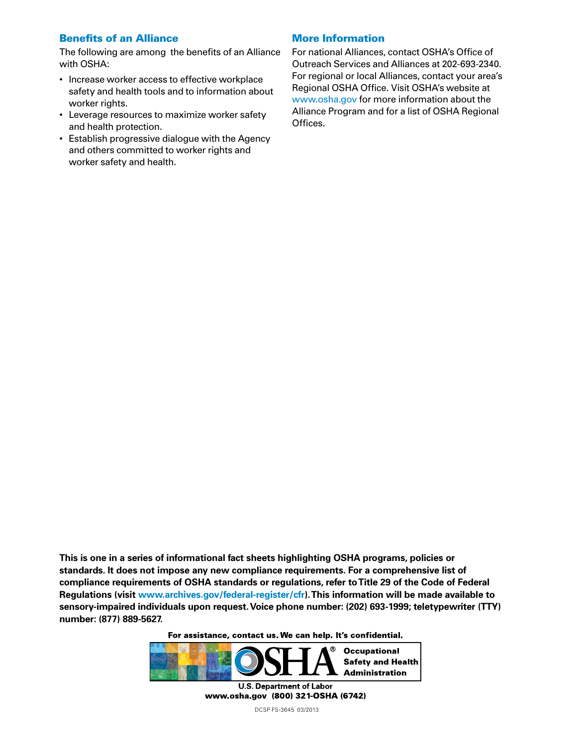## Benefits of an Alliance

The following are among the benefits of an Alliance with OSHA:

- Increase worker access to effective workplace safety and health tools and to information about worker rights.
- Leverage resources to maximize worker safety and health protection.
- Establish progressive dialogue with the Agency and others committed to worker rights and worker safety and health.

## More Information

For national Alliances, contact OSHA's Office of Outreach Services and Alliances at 202-693-2340. For regional or local Alliances, contact your area's Regional OSHA Office. Visit OSHA's website at www.osha.gov for more information about the Alliance Program and for a list of OSHA Regional Offices.

**This is one in a series of informational fact sheets highlighting OSHA programs, policies or standards. It does not impose any new compliance requirements. For a comprehensive list of compliance requirements of OSHA standards or regulations, refer to Title 29 of the Code of Federal Regulations (visit www.archives.gov/federal-register/cfr). This information will be made available to sensory-impaired individuals upon request. Voice phone number: (202) 693-1999; teletypewriter (TTY) number: (877) 889-5627.**

**For assistance, contact us. We can help. It's confidential.**

OSHA® Occupational Safety and Health Administration

U.S. Department of Labor
**www.osha.gov (800) 321-OSHA (6742)**

DCSP FS-3645 03/2013